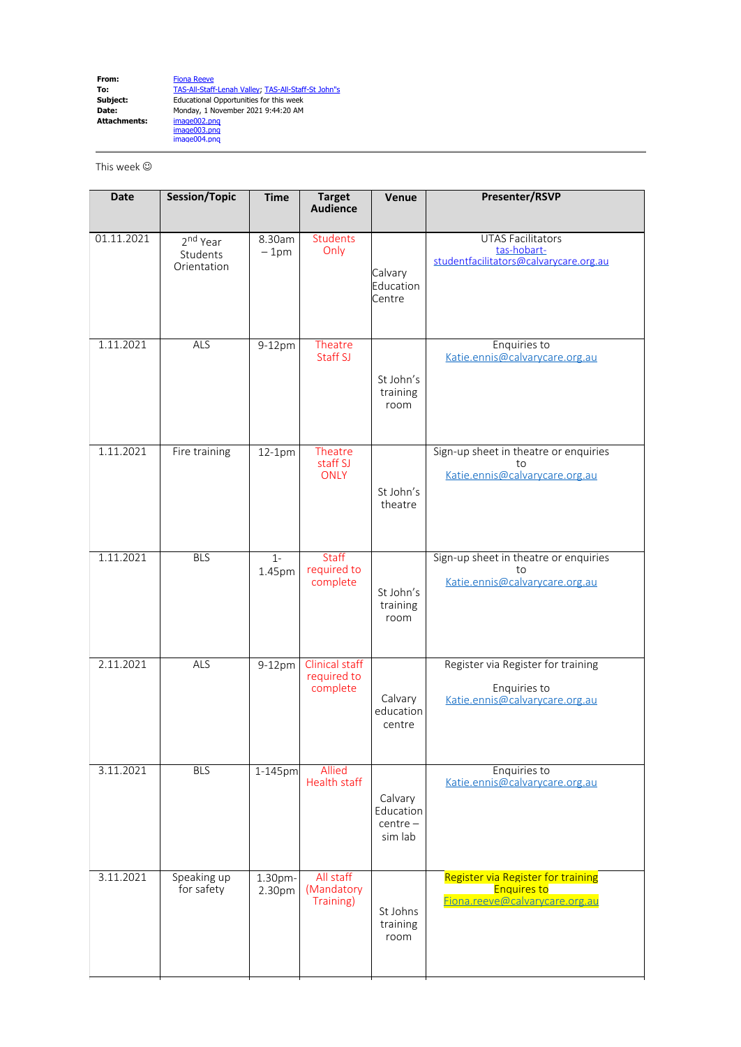**From:** Fiona Reeve
**To:** TAS-All-Staff-Lenah Valley; TAS-All-Staff-St John"s
**Subject:** Educational Opportunities for this week
**Date:** Monday, 1 November 2021 9:44:20 AM
**Attachments:** image002.png
image003.png
image004.png

---

This week ☺

| Date | Session/Topic | Time | Target Audience | Venue | Presenter/RSVP |
|---|---|---|---|---|---|
| 01.11.2021 | 2nd Year Students Orientation | 8.30am – 1pm | Students Only | Calvary Education Centre | UTAS Facilitators tas-hobart-studentfacilitators@calvarycare.org.au |
| 1.11.2021 | ALS | 9-12pm | Theatre Staff SJ | St John's training room | Enquiries to Katie.ennis@calvarycare.org.au |
| 1.11.2021 | Fire training | 12-1pm | Theatre staff SJ ONLY | St John's theatre | Sign-up sheet in theatre or enquiries to Katie.ennis@calvarycare.org.au |
| 1.11.2021 | BLS | 1-1.45pm | Staff required to complete | St John's training room | Sign-up sheet in theatre or enquiries to Katie.ennis@calvarycare.org.au |
| 2.11.2021 | ALS | 9-12pm | Clinical staff required to complete | Calvary education centre | Register via Register for training<br><br>Enquiries to Katie.ennis@calvarycare.org.au |
| 3.11.2021 | BLS | 1-145pm | Allied Health staff | Calvary Education centre – sim lab | Enquiries to Katie.ennis@calvarycare.org.au |
| 3.11.2021 | Speaking up for safety | 1.30pm-2.30pm | All staff (Mandatory Training) | St Johns training room | Register via Register for training Enquires to Fiona.reeve@calvarycare.org.au |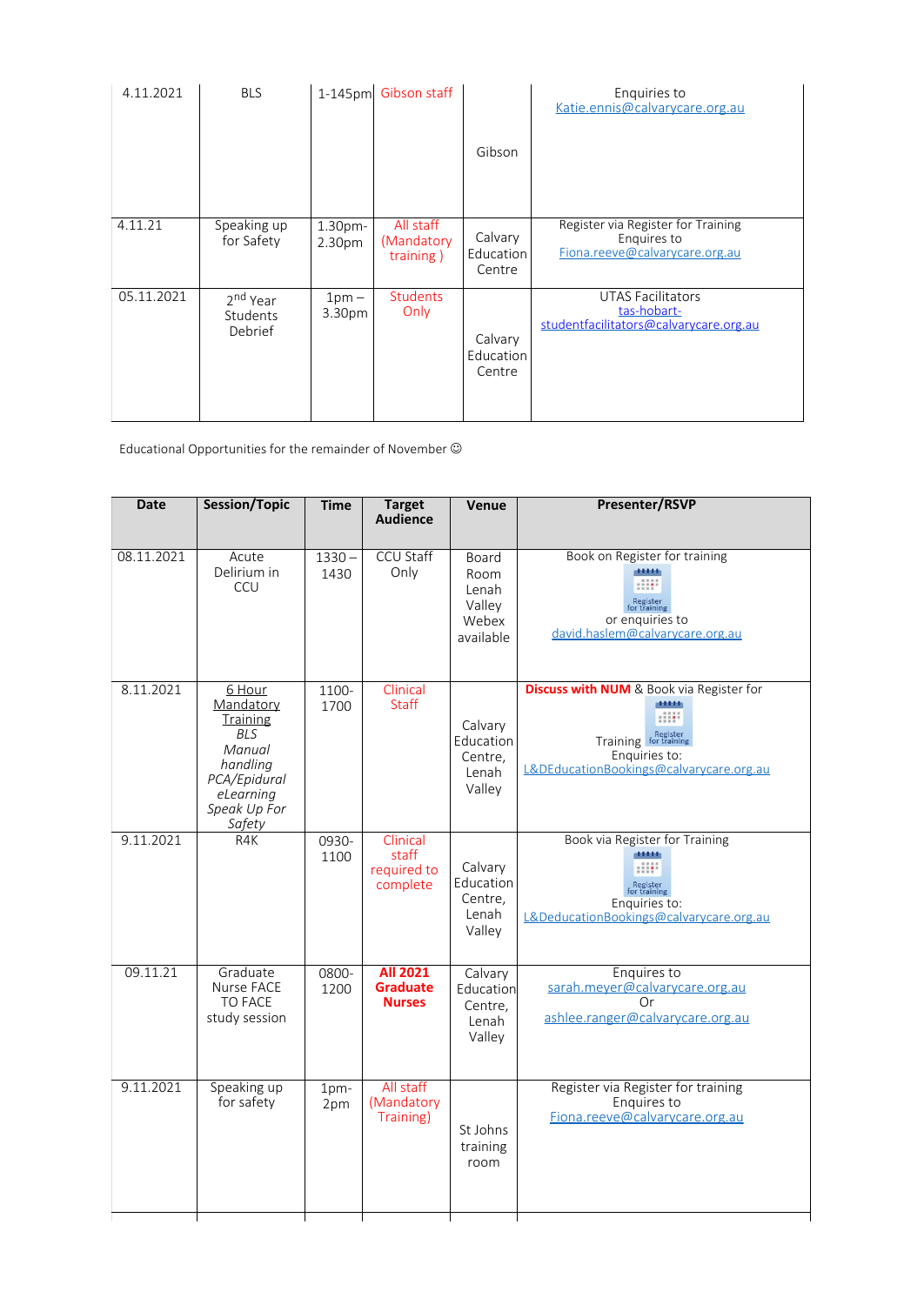| | | | | | |
|---|---|---|---|---|---|
| 4.11.2021 | BLS | 1-145pm | Gibson staff | Gibson | Enquiries to Katie.ennis@calvarycare.org.au |
| 4.11.21 | Speaking up for Safety | 1.30pm-2.30pm | All staff (Mandatory training ) | Calvary Education Centre | Register via Register for Training Enquires to Fiona.reeve@calvarycare.org.au |
| 05.11.2021 | 2nd Year Students Debrief | 1pm – 3.30pm | Students Only | Calvary Education Centre | UTAS Facilitators tas-hobart-studentfacilitators@calvarycare.org.au |

Educational Opportunities for the remainder of November ☺

| Date | Session/Topic | Time | Target Audience | Venue | Presenter/RSVP |
|---|---|---|---|---|---|
| 08.11.2021 | Acute Delirium in CCU | 1330 – 1430 | CCU Staff Only | Board Room Lenah Valley Webex available | Book on Register for training Register for training or enquiries to david.haslem@calvarycare.org.au |
| 8.11.2021 | <u>6 Hour Mandatory Training</u> *BLS* *Manual handling* *PCA/Epidural* *eLearning* *Speak Up For Safety* | 1100-1700 | Clinical Staff | Calvary Education Centre, Lenah Valley | **Discuss with NUM** & Book via Register for Training Register for training Enquiries to: L&DEducationBookings@calvarycare.org.au |
| 9.11.2021 | R4K | 0930-1100 | Clinical staff required to complete | Calvary Education Centre, Lenah Valley | Book via Register for Training Register for training Enquiries to: L&DeducationBookings@calvarycare.org.au |
| 09.11.21 | Graduate Nurse FACE TO FACE study session | 0800-1200 | **All 2021 Graduate Nurses** | Calvary Education Centre, Lenah Valley | Enquires to sarah.meyer@calvarycare.org.au Or ashlee.ranger@calvarycare.org.au |
| 9.11.2021 | Speaking up for safety | 1pm-2pm | All staff (Mandatory Training) | St Johns training room | Register via Register for training Enquires to Fiona.reeve@calvarycare.org.au |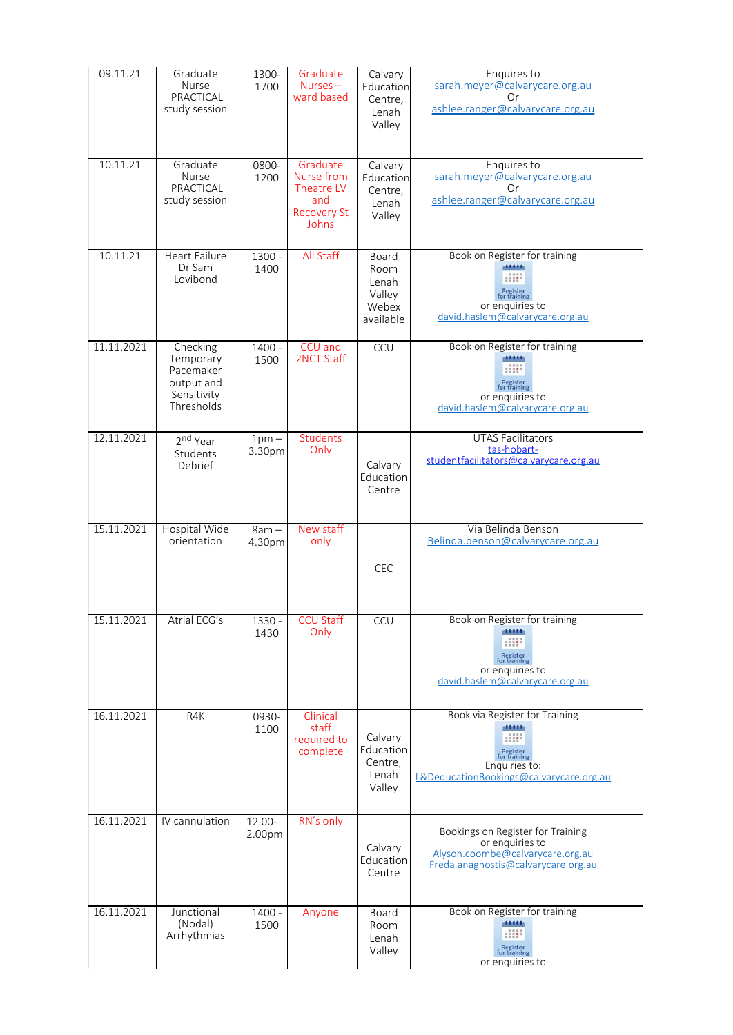| 09.11.21 | Graduate Nurse PRACTICAL study session | 1300-1700 | Graduate Nurses – ward based | Calvary Education Centre, Lenah Valley | Enquires to sarah.meyer@calvarycare.org.au Or ashlee.ranger@calvarycare.org.au |
|---|---|---|---|---|---|
| 10.11.21 | Graduate Nurse PRACTICAL study session | 0800-1200 | Graduate Nurse from Theatre LV and Recovery St Johns | Calvary Education Centre, Lenah Valley | Enquires to sarah.meyer@calvarycare.org.au Or ashlee.ranger@calvarycare.org.au |
| 10.11.21 | Heart Failure Dr Sam Lovibond | 1300 - 1400 | All Staff | Board Room Lenah Valley Webex available | Book on Register for training or enquiries to david.haslem@calvarycare.org.au |
| 11.11.2021 | Checking Temporary Pacemaker output and Sensitivity Thresholds | 1400 - 1500 | CCU and 2NCT Staff | CCU | Book on Register for training or enquiries to david.haslem@calvarycare.org.au |
| 12.11.2021 | 2nd Year Students Debrief | 1pm – 3.30pm | Students Only | Calvary Education Centre | UTAS Facilitators tas-hobart-studentfacilitators@calvarycare.org.au |
| 15.11.2021 | Hospital Wide orientation | 8am – 4.30pm | New staff only | CEC | Via Belinda Benson Belinda.benson@calvarycare.org.au |
| 15.11.2021 | Atrial ECG's | 1330 - 1430 | CCU Staff Only | CCU | Book on Register for training or enquiries to david.haslem@calvarycare.org.au |
| 16.11.2021 | R4K | 0930-1100 | Clinical staff required to complete | Calvary Education Centre, Lenah Valley | Book via Register for Training Enquiries to: L&DeducationBookings@calvarycare.org.au |
| 16.11.2021 | IV cannulation | 12.00-2.00pm | RN's only | Calvary Education Centre | Bookings on Register for Training or enquiries to Alyson.coombe@calvarycare.org.au Freda.anagnostis@calvarycare.org.au |
| 16.11.2021 | Junctional (Nodal) Arrhythmias | 1400 - 1500 | Anyone | Board Room Lenah Valley | Book on Register for training or enquiries to |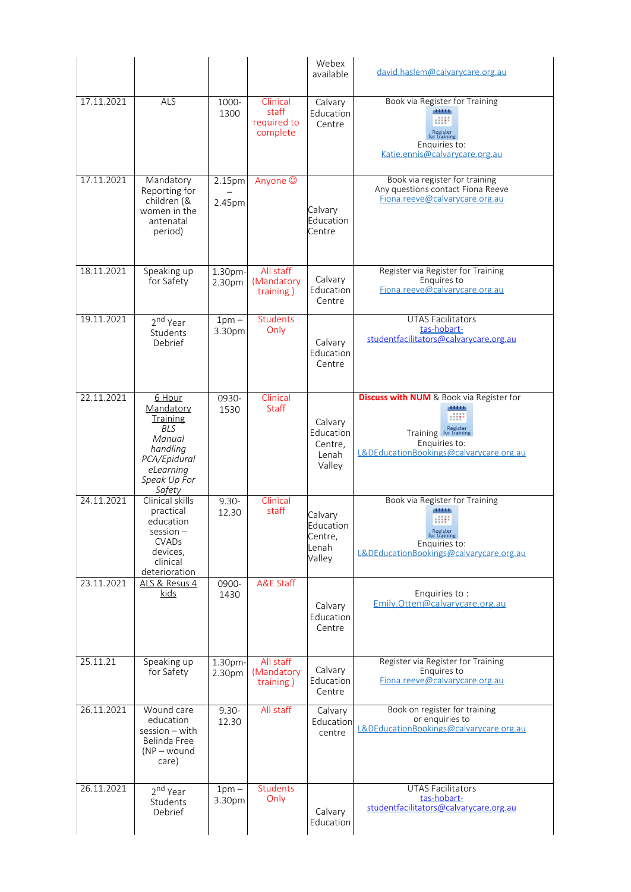| | | | | | |
|---|---|---|---|---|---|
| | | | | Webex available | david.haslem@calvarycare.org.au |
| 17.11.2021 | ALS | 1000-1300 | Clinical staff required to complete | Calvary Education Centre | Book via Register for Training Enquiries to: Katie.ennis@calvarycare.org.au |
| 17.11.2021 | Mandatory Reporting for children (& women in the antenatal period) | 2.15pm – 2.45pm | Anyone ☺ | Calvary Education Centre | Book via register for training Any questions contact Fiona Reeve Fiona.reeve@calvarycare.org.au |
| 18.11.2021 | Speaking up for Safety | 1.30pm-2.30pm | All staff (Mandatory training ) | Calvary Education Centre | Register via Register for Training Enquires to Fiona.reeve@calvarycare.org.au |
| 19.11.2021 | 2nd Year Students Debrief | 1pm – 3.30pm | Students Only | Calvary Education Centre | UTAS Facilitators tas-hobart-studentfacilitators@calvarycare.org.au |
| 22.11.2021 | 6 Hour Mandatory Training *BLS* *Manual handling* *PCA/Epidural eLearning* *Speak Up For Safety* | 0930-1530 | Clinical Staff | Calvary Education Centre, Lenah Valley | **Discuss with NUM** & Book via Register for Training Enquiries to: L&DEducationBookings@calvarycare.org.au |
| 24.11.2021 | Clinical skills practical education session – CVADs devices, clinical deterioration | 9.30-12.30 | Clinical staff | Calvary Education Centre, Lenah Valley | Book via Register for Training Enquiries to: L&DEducationBookings@calvarycare.org.au |
| 23.11.2021 | ALS & Resus 4 kids | 0900-1430 | A&E Staff | Calvary Education Centre | Enquiries to : Emily.Otten@calvarycare.org.au |
| 25.11.21 | Speaking up for Safety | 1.30pm-2.30pm | All staff (Mandatory training ) | Calvary Education Centre | Register via Register for Training Enquires to Fiona.reeve@calvarycare.org.au |
| 26.11.2021 | Wound care education session – with Belinda Free (NP – wound care) | 9.30-12.30 | All staff | Calvary Education centre | Book on register for training or enquiries to L&DEducationBookings@calvarycare.org.au |
| 26.11.2021 | 2nd Year Students Debrief | 1pm – 3.30pm | Students Only | Calvary Education | UTAS Facilitators tas-hobart-studentfacilitators@calvarycare.org.au |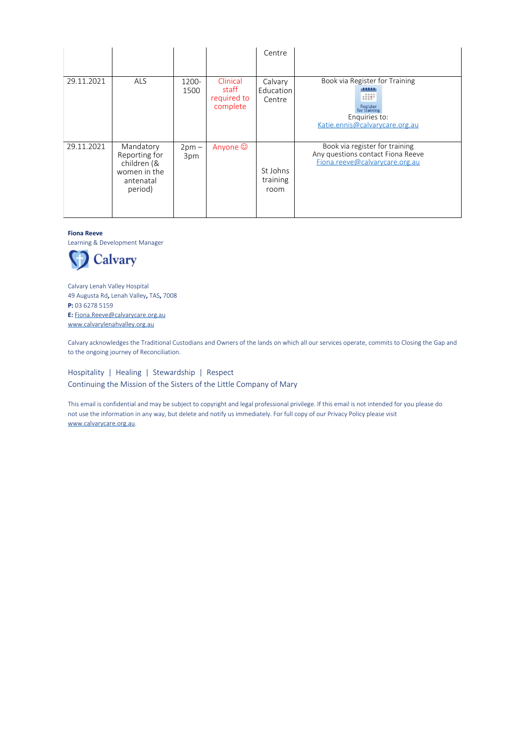| | | | | | |
|---|---|---|---|---|---|
| | | | | Centre | |
| 29.11.2021 | ALS | 1200-1500 | Clinical staff required to complete | Calvary Education Centre | Book via Register for Training<br>Register for training<br>Enquiries to:<br>Katie.ennis@calvarycare.org.au |
| 29.11.2021 | Mandatory Reporting for children (& women in the antenatal period) | 2pm – 3pm | Anyone ☺ | St Johns training room | Book via register for training<br>Any questions contact Fiona Reeve<br>Fiona.reeve@calvarycare.org.au |

**Fiona Reeve**
Learning & Development Manager

Calvary

Calvary Lenah Valley Hospital
49 Augusta Rd, Lenah Valley, TAS, 7008
**P:** 03 6278 5159
**E:** Fiona.Reeve@calvarycare.org.au
www.calvarylenahvalley.org.au

Calvary acknowledges the Traditional Custodians and Owners of the lands on which all our services operate, commits to Closing the Gap and to the ongoing journey of Reconciliation.

Hospitality | Healing | Stewardship | Respect
Continuing the Mission of the Sisters of the Little Company of Mary

This email is confidential and may be subject to copyright and legal professional privilege. If this email is not intended for you please do not use the information in any way, but delete and notify us immediately. For full copy of our Privacy Policy please visit www.calvarycare.org.au.